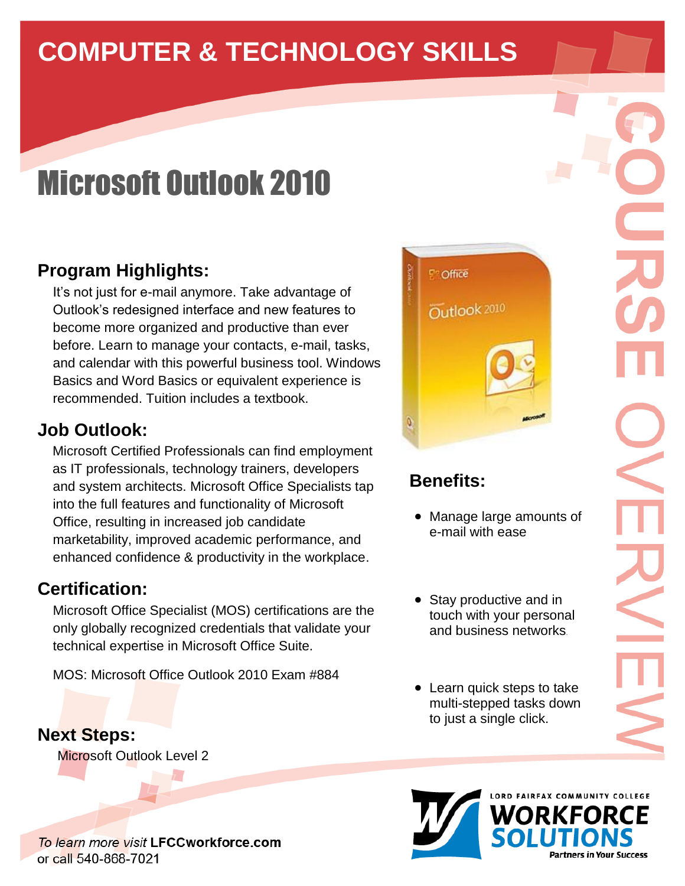# COMPUTER & TECHNOLOGY SKILLS

# Microsoft Outlook 2010

COURSE OVERVIEW

## Program Highlights:

It's not just for e-mail anymore. Take advantage of Outlook's redesigned interface and new features to become more organized and productive than ever before. Learn to manage your contacts, e-mail, tasks, and calendar with this powerful business tool. Windows Basics and Word Basics or equivalent experience is recommended. Tuition includes a textbook.

## Job Outlook:

Microsoft Certified Professionals can find employment as IT professionals, technology trainers, developers and system architects. Microsoft Office Specialists tap into the full features and functionality of Microsoft Office, resulting in increased job candidate marketability, improved academic performance, and enhanced confidence & productivity in the workplace.

## Certification:

Microsoft Office Specialist (MOS) certifications are the only globally recognized credentials that validate your technical expertise in Microsoft Office Suite.

MOS: Microsoft Office Outlook 2010 Exam #884

## Next Steps:

Microsoft Outlook Level 2

## Benefits:

- Manage large amounts of e-mail with ease
- Stay productive and in touch with your personal and business networks.
- Learn quick steps to take multi-stepped tasks down to just a single click.

*To learn more visit* **LFCCworkforce.com**
or call 540-868-7021

LORD FAIRFAX COMMUNITY COLLEGE
**WORKFORCE SOLUTIONS**
Partners in Your Success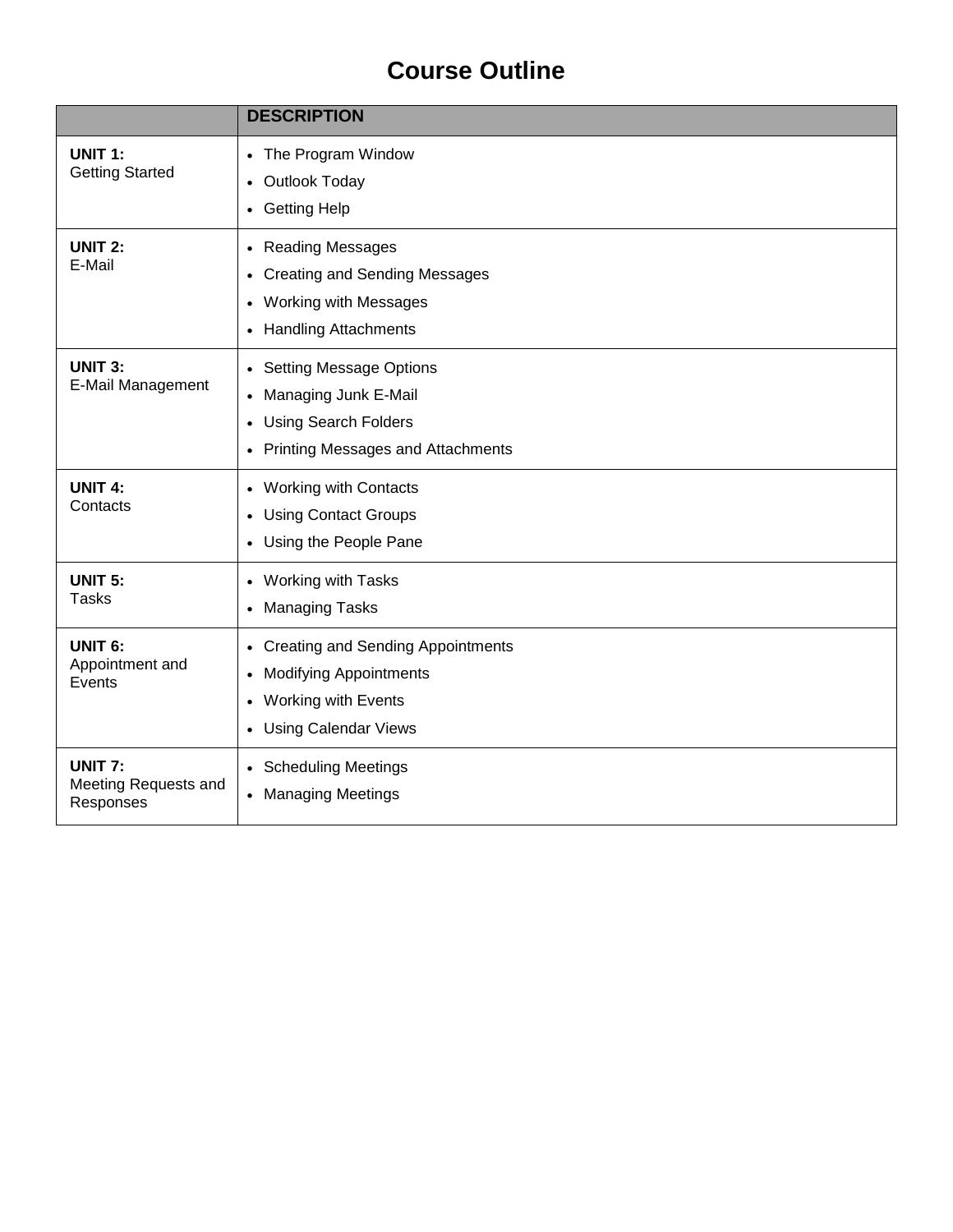# Course Outline

| | DESCRIPTION |
|---|---|
| **UNIT 1:** Getting Started | • The Program Window<br>• Outlook Today<br>• Getting Help |
| **UNIT 2:** E-Mail | • Reading Messages<br>• Creating and Sending Messages<br>• Working with Messages<br>• Handling Attachments |
| **UNIT 3:** E-Mail Management | • Setting Message Options<br>• Managing Junk E-Mail<br>• Using Search Folders<br>• Printing Messages and Attachments |
| **UNIT 4:** Contacts | • Working with Contacts<br>• Using Contact Groups<br>• Using the People Pane |
| **UNIT 5:** Tasks | • Working with Tasks<br>• Managing Tasks |
| **UNIT 6:** Appointment and Events | • Creating and Sending Appointments<br>• Modifying Appointments<br>• Working with Events<br>• Using Calendar Views |
| **UNIT 7:** Meeting Requests and Responses | • Scheduling Meetings<br>• Managing Meetings |